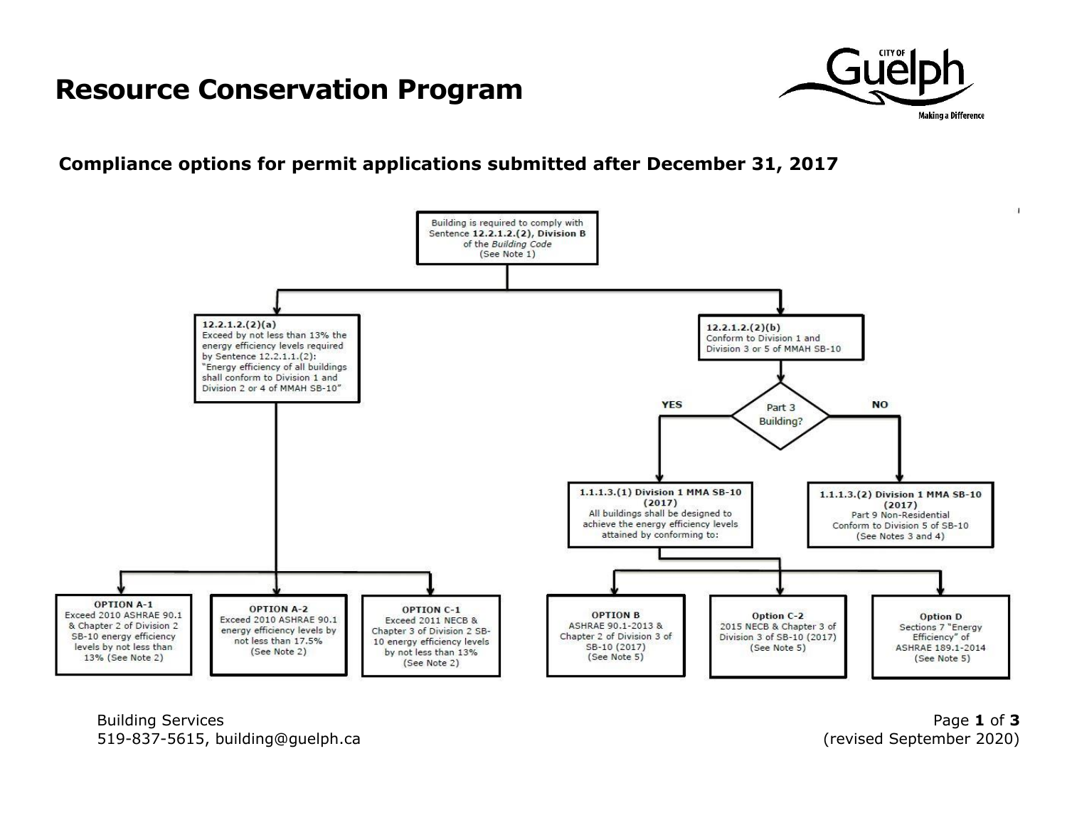# Resource Conservation Program

## Compliance options for permit applications submitted after December 31, 2017

Building is required to comply with Sentence **12.2.1.2.(2), Division B** of the *Building Code* (See Note 1)

**12.2.1.2.(2)(a)**
Exceed by not less than 13% the energy efficiency levels required by Sentence 12.2.1.1.(2): "Energy efficiency of all buildings shall conform to Division 1 and Division 2 or 4 of MMAH SB-10"

- **OPTION A-1**: Exceed 2010 ASHRAE 90.1 & Chapter 2 of Division 2 SB-10 energy efficiency levels by not less than 13% (See Note 2)
- **OPTION A-2**: Exceed 2010 ASHRAE 90.1 energy efficiency levels by not less than 17.5% (See Note 2)
- **OPTION C-1**: Exceed 2011 NECB & Chapter 3 of Division 2 SB-10 energy efficiency levels by not less than 13% (See Note 2)

**12.2.1.2.(2)(b)**
Conform to Division 1 and Division 3 or 5 of MMAH SB-10

**Part 3 Building?**

- **YES** → **1.1.1.3.(1) Division 1 MMA SB-10 (2017)**
  All buildings shall be designed to achieve the energy efficiency levels attained by conforming to:
  - **OPTION B**: ASHRAE 90.1-2013 & Chapter 2 of Division 3 of SB-10 (2017) (See Note 5)
  - **Option C-2**: 2015 NECB & Chapter 3 of Division 3 of SB-10 (2017) (See Note 5)
  - **Option D**: Sections 7 "Energy Efficiency" of ASHRAE 189.1-2014 (See Note 5)
- **NO** → **1.1.1.3.(2) Division 1 MMA SB-10 (2017)**
  Part 9 Non-Residential
  Conform to Division 5 of SB-10
  (See Notes 3 and 4)

Building Services
519-837-5615, building@guelph.ca

(revised September 2020)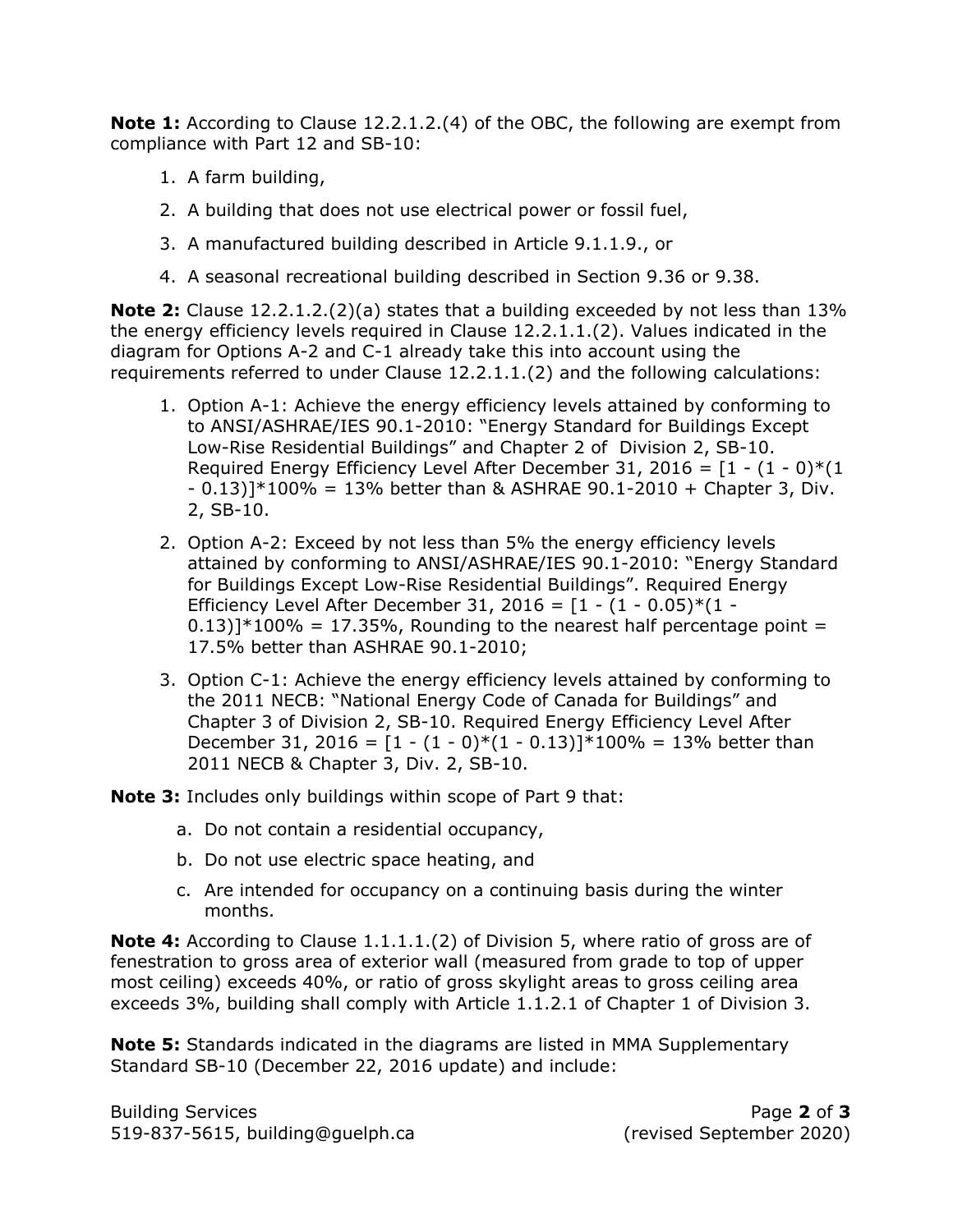**Note 1:** According to Clause 12.2.1.2.(4) of the OBC, the following are exempt from compliance with Part 12 and SB-10:

1. A farm building,
2. A building that does not use electrical power or fossil fuel,
3. A manufactured building described in Article 9.1.1.9., or
4. A seasonal recreational building described in Section 9.36 or 9.38.

**Note 2:** Clause 12.2.1.2.(2)(a) states that a building exceeded by not less than 13% the energy efficiency levels required in Clause 12.2.1.1.(2). Values indicated in the diagram for Options A-2 and C-1 already take this into account using the requirements referred to under Clause 12.2.1.1.(2) and the following calculations:

1. Option A-1: Achieve the energy efficiency levels attained by conforming to to ANSI/ASHRAE/IES 90.1-2010: "Energy Standard for Buildings Except Low-Rise Residential Buildings" and Chapter 2 of Division 2, SB-10. Required Energy Efficiency Level After December 31, 2016 = [1 - (1 - 0)*(1 - 0.13)]*100% = 13% better than & ASHRAE 90.1-2010 + Chapter 3, Div. 2, SB-10.
2. Option A-2: Exceed by not less than 5% the energy efficiency levels attained by conforming to ANSI/ASHRAE/IES 90.1-2010: "Energy Standard for Buildings Except Low-Rise Residential Buildings". Required Energy Efficiency Level After December 31, 2016 = [1 - (1 - 0.05)*(1 - 0.13)]*100% = 17.35%, Rounding to the nearest half percentage point = 17.5% better than ASHRAE 90.1-2010;
3. Option C-1: Achieve the energy efficiency levels attained by conforming to the 2011 NECB: "National Energy Code of Canada for Buildings" and Chapter 3 of Division 2, SB-10. Required Energy Efficiency Level After December 31, 2016 = [1 - (1 - 0)*(1 - 0.13)]*100% = 13% better than 2011 NECB & Chapter 3, Div. 2, SB-10.

**Note 3:** Includes only buildings within scope of Part 9 that:

a. Do not contain a residential occupancy,
b. Do not use electric space heating, and
c. Are intended for occupancy on a continuing basis during the winter months.

**Note 4:** According to Clause 1.1.1.1.(2) of Division 5, where ratio of gross are of fenestration to gross area of exterior wall (measured from grade to top of upper most ceiling) exceeds 40%, or ratio of gross skylight areas to gross ceiling area exceeds 3%, building shall comply with Article 1.1.2.1 of Chapter 1 of Division 3.

**Note 5:** Standards indicated in the diagrams are listed in MMA Supplementary Standard SB-10 (December 22, 2016 update) and include: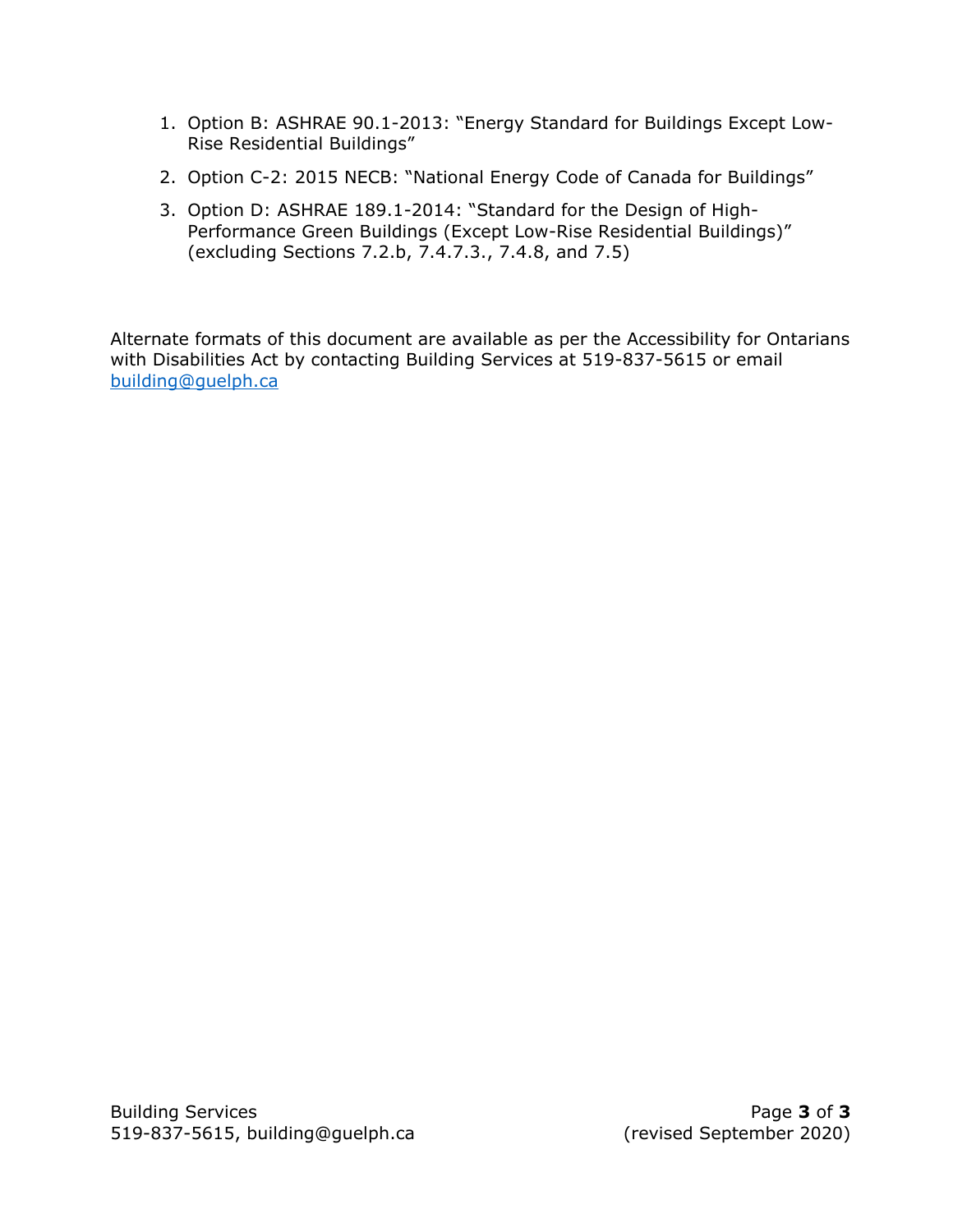1. Option B: ASHRAE 90.1-2013: "Energy Standard for Buildings Except Low-Rise Residential Buildings"
2. Option C-2: 2015 NECB: "National Energy Code of Canada for Buildings"
3. Option D: ASHRAE 189.1-2014: "Standard for the Design of High-Performance Green Buildings (Except Low-Rise Residential Buildings)" (excluding Sections 7.2.b, 7.4.7.3., 7.4.8, and 7.5)

Alternate formats of this document are available as per the Accessibility for Ontarians with Disabilities Act by contacting Building Services at 519-837-5615 or email [building@guelph.ca](mailto:building@guelph.ca)